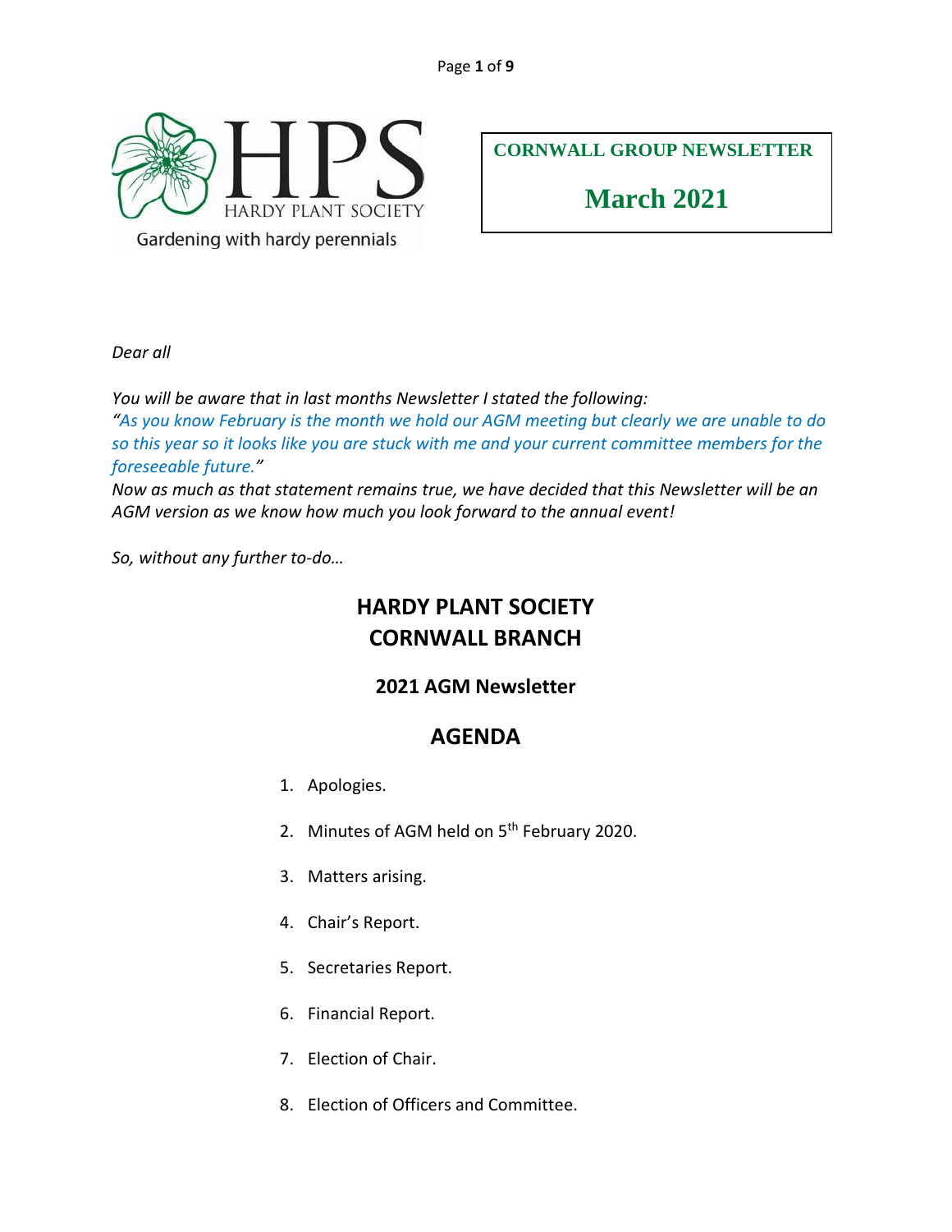HPS

HARDY PLANT SOCIETY

Gardening with hardy perennials

**CORNWALL GROUP NEWSLETTER**

**March 2021**

*Dear all*

*You will be aware that in last months Newsletter I stated the following:*
*"As you know February is the month we hold our AGM meeting but clearly we are unable to do so this year so it looks like you are stuck with me and your current committee members for the foreseeable future."*
*Now as much as that statement remains true, we have decided that this Newsletter will be an AGM version as we know how much you look forward to the annual event!*

*So, without any further to-do…*

# HARDY PLANT SOCIETY
# CORNWALL BRANCH

### 2021 AGM Newsletter

## AGENDA

1. Apologies.
2. Minutes of AGM held on 5th February 2020.
3. Matters arising.
4. Chair's Report.
5. Secretaries Report.
6. Financial Report.
7. Election of Chair.
8. Election of Officers and Committee.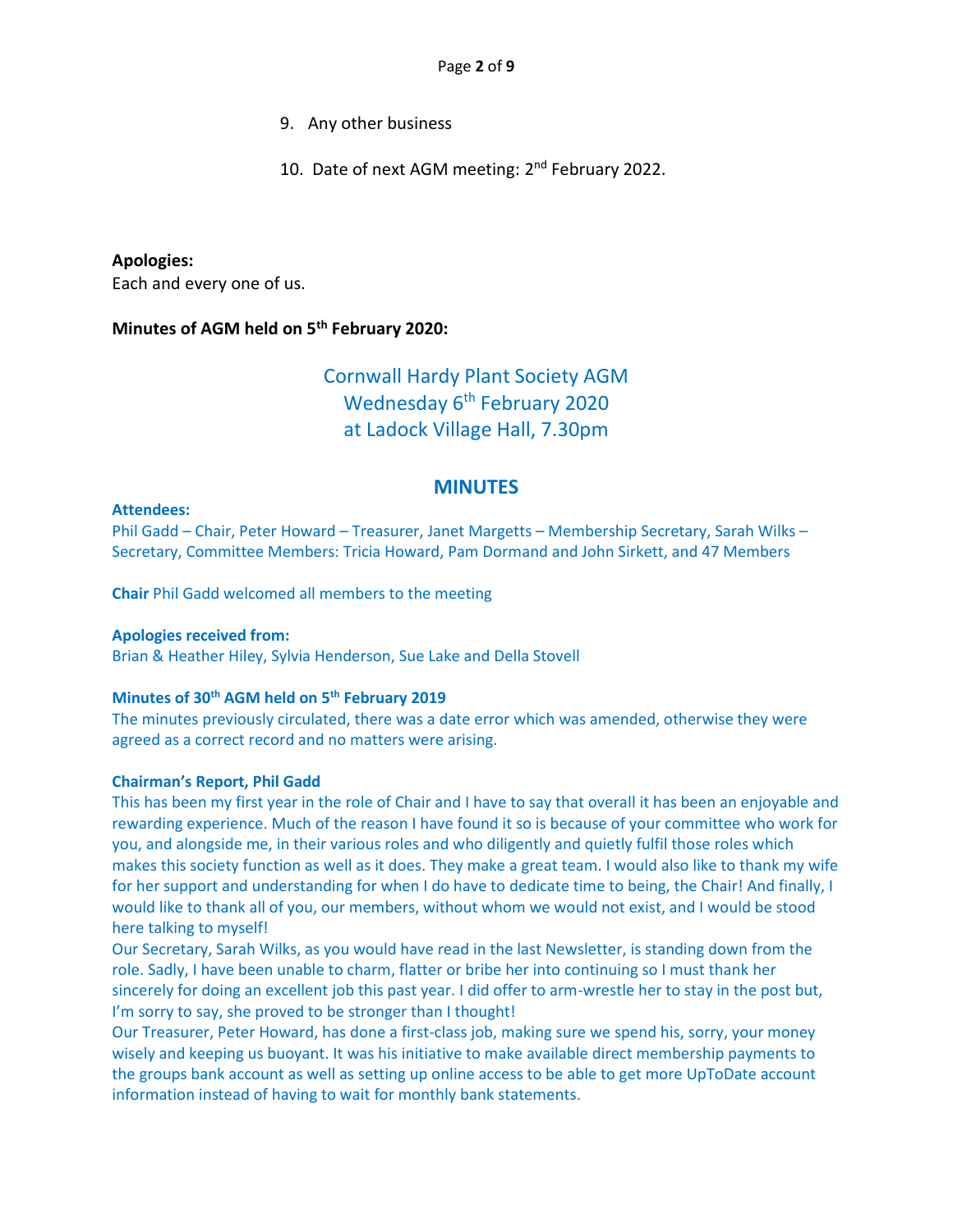9. Any other business

10. Date of next AGM meeting: 2nd February 2022.

**Apologies:**
Each and every one of us.

**Minutes of AGM held on 5th February 2020:**

## Cornwall Hardy Plant Society AGM
## Wednesday 6th February 2020
## at Ladock Village Hall, 7.30pm

## MINUTES

**Attendees:**
Phil Gadd – Chair, Peter Howard – Treasurer, Janet Margetts – Membership Secretary, Sarah Wilks – Secretary, Committee Members: Tricia Howard, Pam Dormand and John Sirkett, and 47 Members

**Chair** Phil Gadd welcomed all members to the meeting

**Apologies received from:**
Brian & Heather Hiley, Sylvia Henderson, Sue Lake and Della Stovell

**Minutes of 30th AGM held on 5th February 2019**
The minutes previously circulated, there was a date error which was amended, otherwise they were agreed as a correct record and no matters were arising.

**Chairman's Report, Phil Gadd**
This has been my first year in the role of Chair and I have to say that overall it has been an enjoyable and rewarding experience. Much of the reason I have found it so is because of your committee who work for you, and alongside me, in their various roles and who diligently and quietly fulfil those roles which makes this society function as well as it does. They make a great team. I would also like to thank my wife for her support and understanding for when I do have to dedicate time to being, the Chair! And finally, I would like to thank all of you, our members, without whom we would not exist, and I would be stood here talking to myself!
Our Secretary, Sarah Wilks, as you would have read in the last Newsletter, is standing down from the role. Sadly, I have been unable to charm, flatter or bribe her into continuing so I must thank her sincerely for doing an excellent job this past year. I did offer to arm-wrestle her to stay in the post but, I'm sorry to say, she proved to be stronger than I thought!
Our Treasurer, Peter Howard, has done a first-class job, making sure we spend his, sorry, your money wisely and keeping us buoyant. It was his initiative to make available direct membership payments to the groups bank account as well as setting up online access to be able to get more UpToDate account information instead of having to wait for monthly bank statements.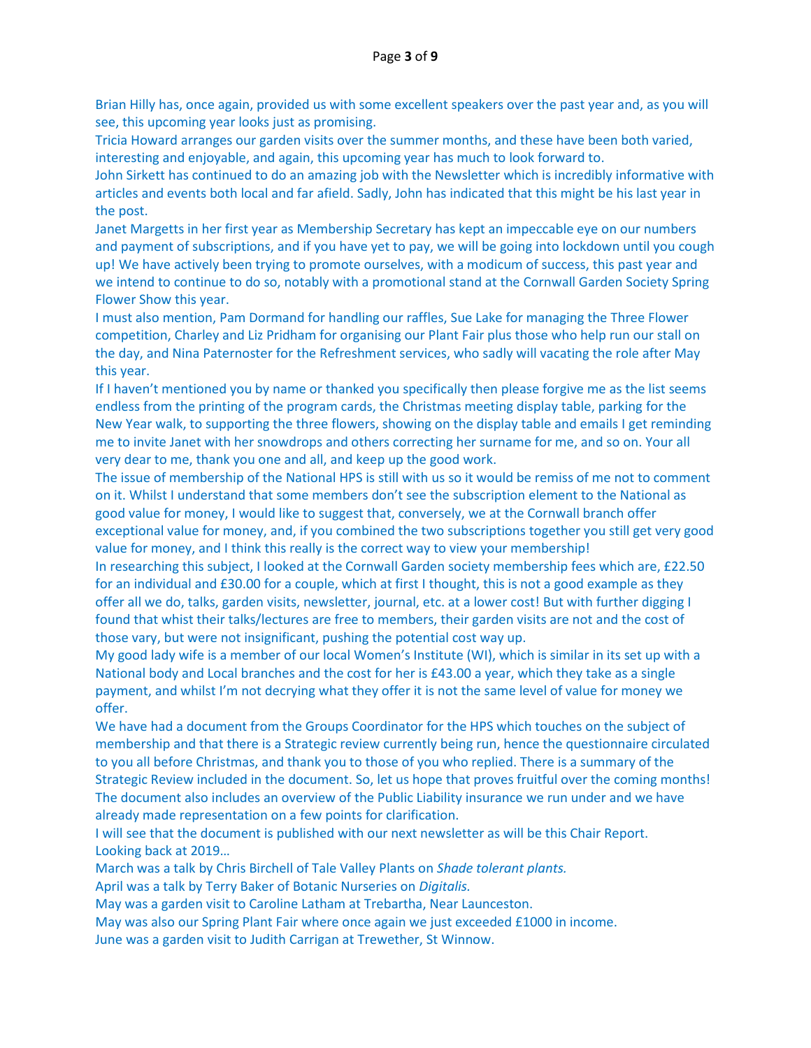Brian Hilly has, once again, provided us with some excellent speakers over the past year and, as you will see, this upcoming year looks just as promising.

Tricia Howard arranges our garden visits over the summer months, and these have been both varied, interesting and enjoyable, and again, this upcoming year has much to look forward to.

John Sirkett has continued to do an amazing job with the Newsletter which is incredibly informative with articles and events both local and far afield. Sadly, John has indicated that this might be his last year in the post.

Janet Margetts in her first year as Membership Secretary has kept an impeccable eye on our numbers and payment of subscriptions, and if you have yet to pay, we will be going into lockdown until you cough up! We have actively been trying to promote ourselves, with a modicum of success, this past year and we intend to continue to do so, notably with a promotional stand at the Cornwall Garden Society Spring Flower Show this year.

I must also mention, Pam Dormand for handling our raffles, Sue Lake for managing the Three Flower competition, Charley and Liz Pridham for organising our Plant Fair plus those who help run our stall on the day, and Nina Paternoster for the Refreshment services, who sadly will vacating the role after May this year.

If I haven't mentioned you by name or thanked you specifically then please forgive me as the list seems endless from the printing of the program cards, the Christmas meeting display table, parking for the New Year walk, to supporting the three flowers, showing on the display table and emails I get reminding me to invite Janet with her snowdrops and others correcting her surname for me, and so on. Your all very dear to me, thank you one and all, and keep up the good work.

The issue of membership of the National HPS is still with us so it would be remiss of me not to comment on it. Whilst I understand that some members don't see the subscription element to the National as good value for money, I would like to suggest that, conversely, we at the Cornwall branch offer exceptional value for money, and, if you combined the two subscriptions together you still get very good value for money, and I think this really is the correct way to view your membership!

In researching this subject, I looked at the Cornwall Garden society membership fees which are, £22.50 for an individual and £30.00 for a couple, which at first I thought, this is not a good example as they offer all we do, talks, garden visits, newsletter, journal, etc. at a lower cost! But with further digging I found that whist their talks/lectures are free to members, their garden visits are not and the cost of those vary, but were not insignificant, pushing the potential cost way up.

My good lady wife is a member of our local Women's Institute (WI), which is similar in its set up with a National body and Local branches and the cost for her is £43.00 a year, which they take as a single payment, and whilst I'm not decrying what they offer it is not the same level of value for money we offer.

We have had a document from the Groups Coordinator for the HPS which touches on the subject of membership and that there is a Strategic review currently being run, hence the questionnaire circulated to you all before Christmas, and thank you to those of you who replied. There is a summary of the Strategic Review included in the document. So, let us hope that proves fruitful over the coming months!

The document also includes an overview of the Public Liability insurance we run under and we have already made representation on a few points for clarification.

I will see that the document is published with our next newsletter as will be this Chair Report.

Looking back at 2019…

March was a talk by Chris Birchell of Tale Valley Plants on *Shade tolerant plants.*

April was a talk by Terry Baker of Botanic Nurseries on *Digitalis.*

May was a garden visit to Caroline Latham at Trebartha, Near Launceston.

May was also our Spring Plant Fair where once again we just exceeded £1000 in income.

June was a garden visit to Judith Carrigan at Trewether, St Winnow.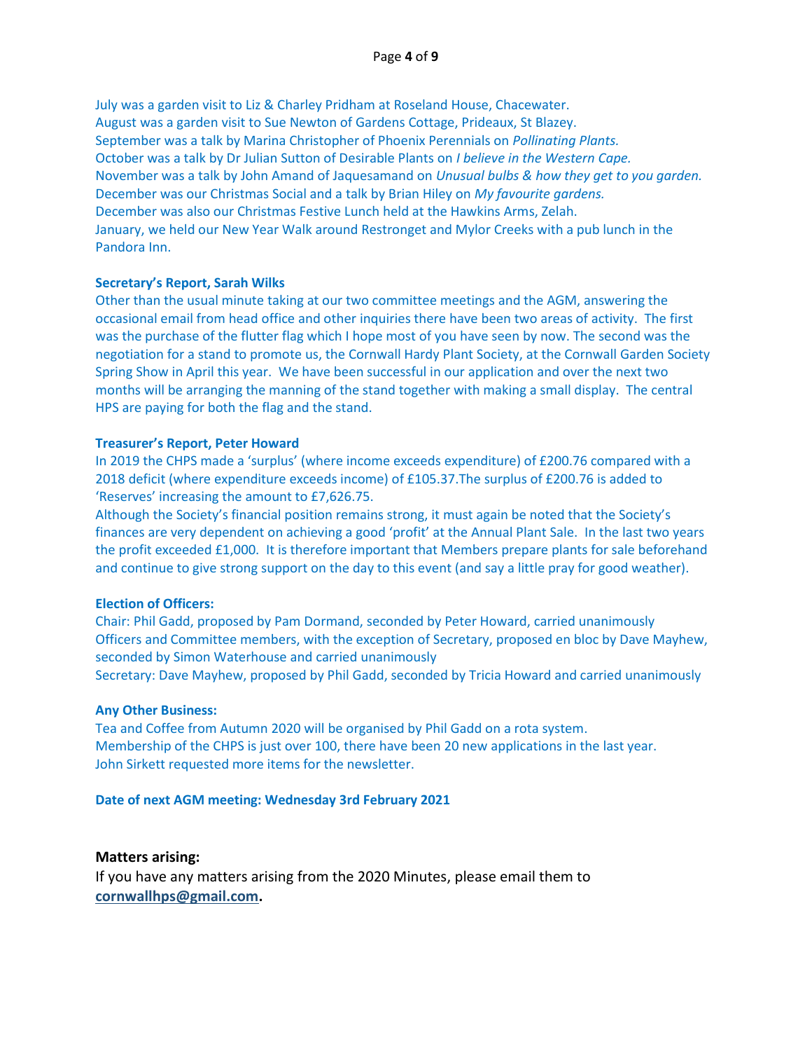July was a garden visit to Liz & Charley Pridham at Roseland House, Chacewater.
August was a garden visit to Sue Newton of Gardens Cottage, Prideaux, St Blazey.
September was a talk by Marina Christopher of Phoenix Perennials on *Pollinating Plants.*
October was a talk by Dr Julian Sutton of Desirable Plants on *I believe in the Western Cape.*
November was a talk by John Amand of Jaquesamand on *Unusual bulbs & how they get to you garden.*
December was our Christmas Social and a talk by Brian Hiley on *My favourite gardens.*
December was also our Christmas Festive Lunch held at the Hawkins Arms, Zelah.
January, we held our New Year Walk around Restronget and Mylor Creeks with a pub lunch in the Pandora Inn.

**Secretary's Report, Sarah Wilks**

Other than the usual minute taking at our two committee meetings and the AGM, answering the occasional email from head office and other inquiries there have been two areas of activity. The first was the purchase of the flutter flag which I hope most of you have seen by now. The second was the negotiation for a stand to promote us, the Cornwall Hardy Plant Society, at the Cornwall Garden Society Spring Show in April this year. We have been successful in our application and over the next two months will be arranging the manning of the stand together with making a small display. The central HPS are paying for both the flag and the stand.

**Treasurer's Report, Peter Howard**

In 2019 the CHPS made a 'surplus' (where income exceeds expenditure) of £200.76 compared with a 2018 deficit (where expenditure exceeds income) of £105.37.The surplus of £200.76 is added to 'Reserves' increasing the amount to £7,626.75.
Although the Society's financial position remains strong, it must again be noted that the Society's finances are very dependent on achieving a good 'profit' at the Annual Plant Sale. In the last two years the profit exceeded £1,000. It is therefore important that Members prepare plants for sale beforehand and continue to give strong support on the day to this event (and say a little pray for good weather).

**Election of Officers:**

Chair: Phil Gadd, proposed by Pam Dormand, seconded by Peter Howard, carried unanimously
Officers and Committee members, with the exception of Secretary, proposed en bloc by Dave Mayhew, seconded by Simon Waterhouse and carried unanimously
Secretary: Dave Mayhew, proposed by Phil Gadd, seconded by Tricia Howard and carried unanimously

**Any Other Business:**

Tea and Coffee from Autumn 2020 will be organised by Phil Gadd on a rota system.
Membership of the CHPS is just over 100, there have been 20 new applications in the last year.
John Sirkett requested more items for the newsletter.

**Date of next AGM meeting: Wednesday 3rd February 2021**

**Matters arising:**

If you have any matters arising from the 2020 Minutes, please email them to **cornwallhps@gmail.com.**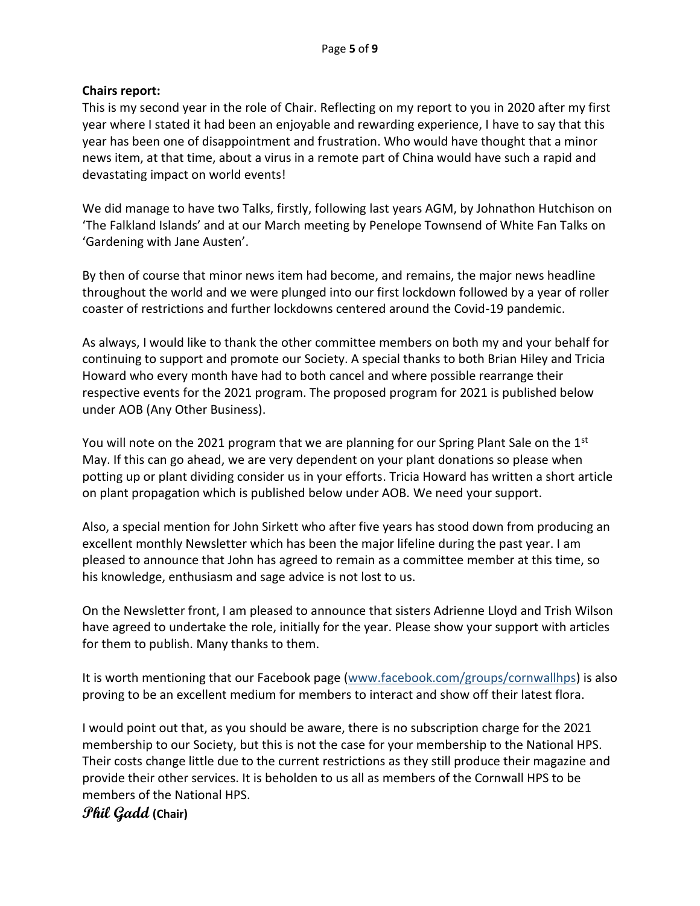**Chairs report:**

This is my second year in the role of Chair. Reflecting on my report to you in 2020 after my first year where I stated it had been an enjoyable and rewarding experience, I have to say that this year has been one of disappointment and frustration. Who would have thought that a minor news item, at that time, about a virus in a remote part of China would have such a rapid and devastating impact on world events!

We did manage to have two Talks, firstly, following last years AGM, by Johnathon Hutchison on 'The Falkland Islands' and at our March meeting by Penelope Townsend of White Fan Talks on 'Gardening with Jane Austen'.

By then of course that minor news item had become, and remains, the major news headline throughout the world and we were plunged into our first lockdown followed by a year of roller coaster of restrictions and further lockdowns centered around the Covid-19 pandemic.

As always, I would like to thank the other committee members on both my and your behalf for continuing to support and promote our Society. A special thanks to both Brian Hiley and Tricia Howard who every month have had to both cancel and where possible rearrange their respective events for the 2021 program. The proposed program for 2021 is published below under AOB (Any Other Business).

You will note on the 2021 program that we are planning for our Spring Plant Sale on the 1st May. If this can go ahead, we are very dependent on your plant donations so please when potting up or plant dividing consider us in your efforts. Tricia Howard has written a short article on plant propagation which is published below under AOB. We need your support.

Also, a special mention for John Sirkett who after five years has stood down from producing an excellent monthly Newsletter which has been the major lifeline during the past year. I am pleased to announce that John has agreed to remain as a committee member at this time, so his knowledge, enthusiasm and sage advice is not lost to us.

On the Newsletter front, I am pleased to announce that sisters Adrienne Lloyd and Trish Wilson have agreed to undertake the role, initially for the year. Please show your support with articles for them to publish. Many thanks to them.

It is worth mentioning that our Facebook page (www.facebook.com/groups/cornwallhps) is also proving to be an excellent medium for members to interact and show off their latest flora.

I would point out that, as you should be aware, there is no subscription charge for the 2021 membership to our Society, but this is not the case for your membership to the National HPS. Their costs change little due to the current restrictions as they still produce their magazine and provide their other services. It is beholden to us all as members of the Cornwall HPS to be members of the National HPS.

**Phil Gadd (Chair)**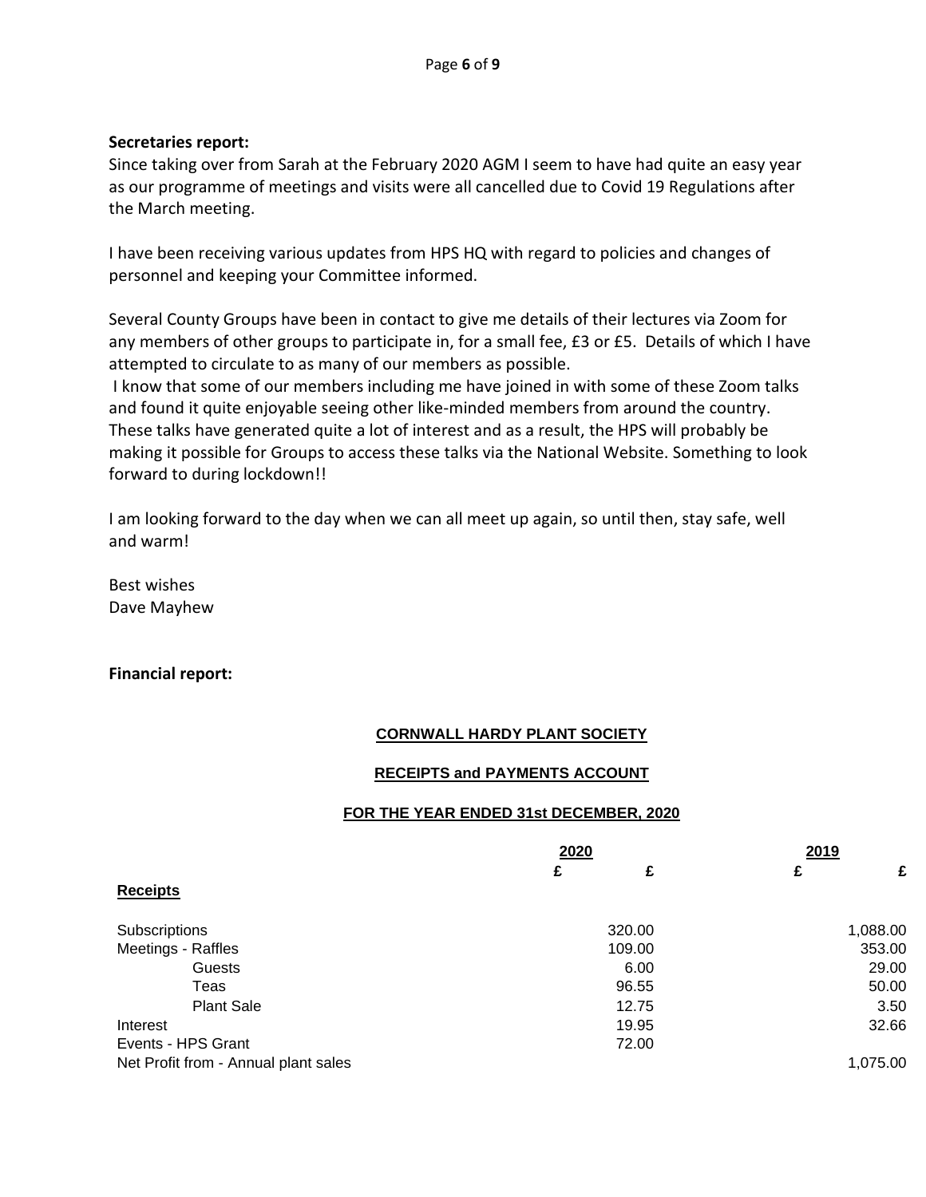**Secretaries report:**

Since taking over from Sarah at the February 2020 AGM I seem to have had quite an easy year as our programme of meetings and visits were all cancelled due to Covid 19 Regulations after the March meeting.

I have been receiving various updates from HPS HQ with regard to policies and changes of personnel and keeping your Committee informed.

Several County Groups have been in contact to give me details of their lectures via Zoom for any members of other groups to participate in, for a small fee, £3 or £5. Details of which I have attempted to circulate to as many of our members as possible.

I know that some of our members including me have joined in with some of these Zoom talks and found it quite enjoyable seeing other like-minded members from around the country. These talks have generated quite a lot of interest and as a result, the HPS will probably be making it possible for Groups to access these talks via the National Website. Something to look forward to during lockdown!!

I am looking forward to the day when we can all meet up again, so until then, stay safe, well and warm!

Best wishes
Dave Mayhew

**Financial report:**

**CORNWALL HARDY PLANT SOCIETY**

**RECEIPTS and PAYMENTS ACCOUNT**

**FOR THE YEAR ENDED 31st DECEMBER, 2020**

| | 2020 | | 2019 | |
|---|---|---|---|---|
| | £ | £ | £ | £ |
| **Receipts** | | | | |
| Subscriptions | | 320.00 | | 1,088.00 |
| Meetings - Raffles | | 109.00 | | 353.00 |
| Guests | | 6.00 | | 29.00 |
| Teas | | 96.55 | | 50.00 |
| Plant Sale | | 12.75 | | 3.50 |
| Interest | | 19.95 | | 32.66 |
| Events - HPS Grant | | 72.00 | | |
| Net Profit from - Annual plant sales | | | | 1,075.00 |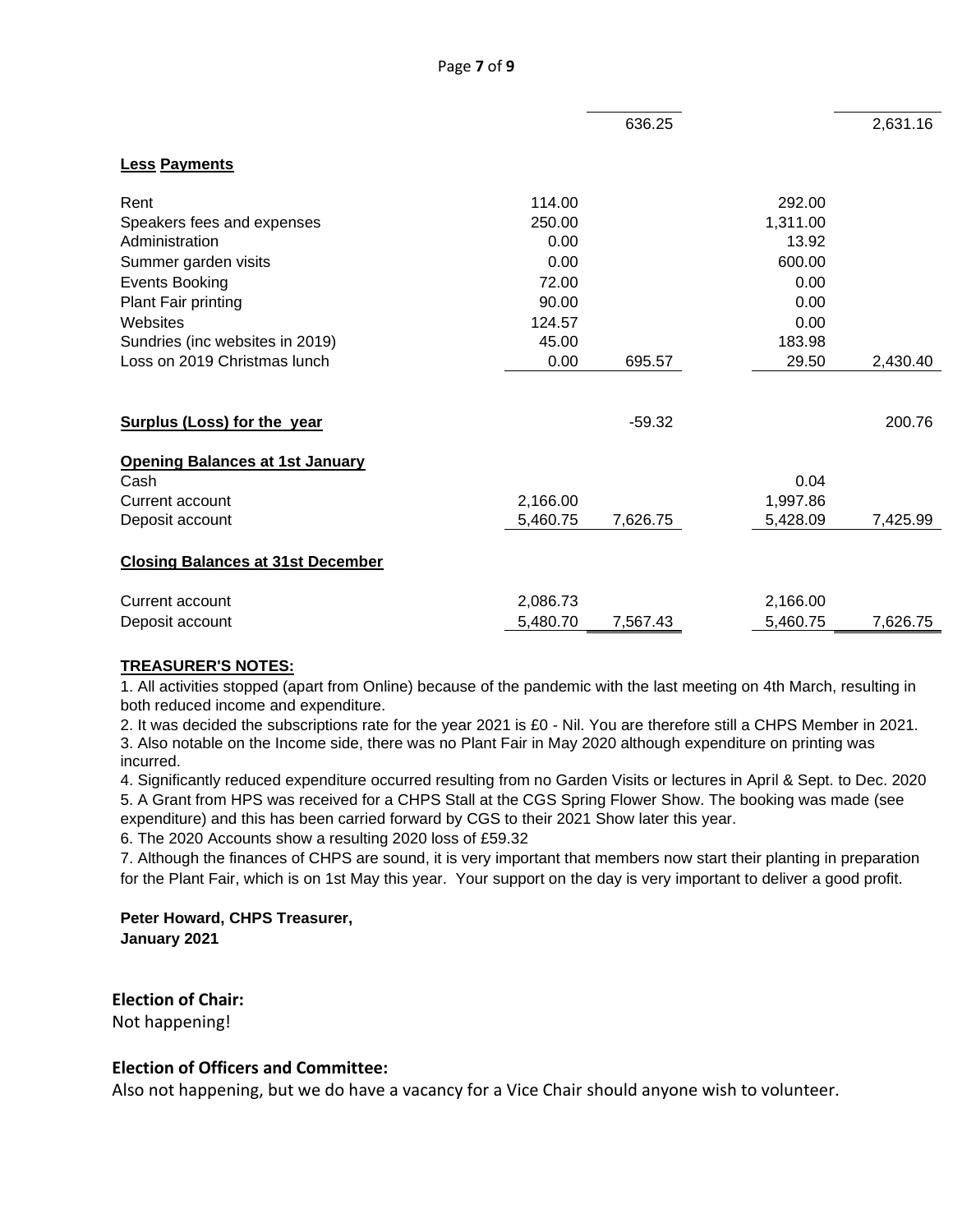| | | | | |
|---|---|---|---|---|
| | | 636.25 | | 2,631.16 |
| **Less Payments** | | | | |
| Rent | 114.00 | | 292.00 | |
| Speakers fees and expenses | 250.00 | | 1,311.00 | |
| Administration | 0.00 | | 13.92 | |
| Summer garden visits | 0.00 | | 600.00 | |
| Events Booking | 72.00 | | 0.00 | |
| Plant Fair printing | 90.00 | | 0.00 | |
| Websites | 124.57 | | 0.00 | |
| Sundries (inc websites in 2019) | 45.00 | | 183.98 | |
| Loss on 2019 Christmas lunch | 0.00 | 695.57 | 29.50 | 2,430.40 |
| **Surplus (Loss) for the year** | | -59.32 | | 200.76 |
| **Opening Balances at 1st January** | | | | |
| Cash | | | 0.04 | |
| Current account | 2,166.00 | | 1,997.86 | |
| Deposit account | 5,460.75 | 7,626.75 | 5,428.09 | 7,425.99 |
| **Closing Balances at 31st December** | | | | |
| Current account | 2,086.73 | | 2,166.00 | |
| Deposit account | 5,480.70 | 7,567.43 | 5,460.75 | 7,626.75 |

**TREASURER'S NOTES:**

1. All activities stopped (apart from Online) because of the pandemic with the last meeting on 4th March, resulting in both reduced income and expenditure.
2. It was decided the subscriptions rate for the year 2021 is £0 - Nil. You are therefore still a CHPS Member in 2021.
3. Also notable on the Income side, there was no Plant Fair in May 2020 although expenditure on printing was incurred.
4. Significantly reduced expenditure occurred resulting from no Garden Visits or lectures in April & Sept. to Dec. 2020
5. A Grant from HPS was received for a CHPS Stall at the CGS Spring Flower Show. The booking was made (see expenditure) and this has been carried forward by CGS to their 2021 Show later this year.
6. The 2020 Accounts show a resulting 2020 loss of £59.32
7. Although the finances of CHPS are sound, it is very important that members now start their planting in preparation for the Plant Fair, which is on 1st May this year. Your support on the day is very important to deliver a good profit.

**Peter Howard, CHPS Treasurer,**
**January 2021**

**Election of Chair:**
Not happening!

**Election of Officers and Committee:**
Also not happening, but we do have a vacancy for a Vice Chair should anyone wish to volunteer.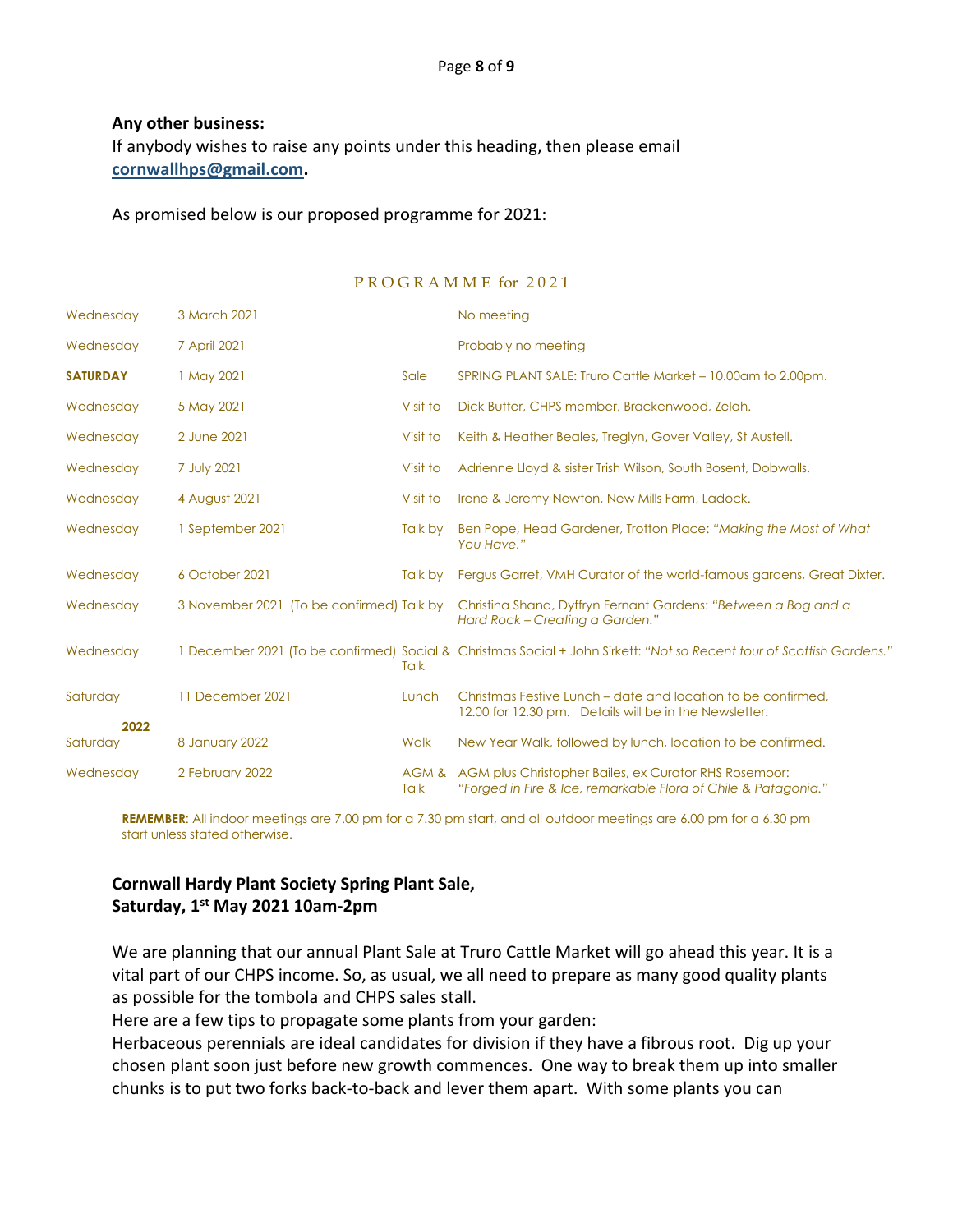**Any other business:**

If anybody wishes to raise any points under this heading, then please email **cornwallhps@gmail.com**.

As promised below is our proposed programme for 2021:

PROGRAMME for 2021

| | | | |
|---|---|---|---|
| Wednesday | 3 March 2021 | | No meeting |
| Wednesday | 7 April 2021 | | Probably no meeting |
| **SATURDAY** | 1 May 2021 | Sale | SPRING PLANT SALE: Truro Cattle Market – 10.00am to 2.00pm. |
| Wednesday | 5 May 2021 | Visit to | Dick Butter, CHPS member, Brackenwood, Zelah. |
| Wednesday | 2 June 2021 | Visit to | Keith & Heather Beales, Treglyn, Gover Valley, St Austell. |
| Wednesday | 7 July 2021 | Visit to | Adrienne Lloyd & sister Trish Wilson, South Bosent, Dobwalls. |
| Wednesday | 4 August 2021 | Visit to | Irene & Jeremy Newton, New Mills Farm, Ladock. |
| Wednesday | 1 September 2021 | Talk by | Ben Pope, Head Gardener, Trotton Place: *"Making the Most of What You Have."* |
| Wednesday | 6 October 2021 | Talk by | Fergus Garret, VMH Curator of the world-famous gardens, Great Dixter. |
| Wednesday | 3 November 2021 (To be confirmed) | Talk by | Christina Shand, Dyffryn Fernant Gardens: *"Between a Bog and a Hard Rock – Creating a Garden."* |
| Wednesday | 1 December 2021 (To be confirmed) | Social & Talk | Christmas Social + John Sirkett: *"Not so Recent tour of Scottish Gardens."* |
| Saturday | 11 December 2021 | Lunch | Christmas Festive Lunch – date and location to be confirmed, 12.00 for 12.30 pm. Details will be in the Newsletter. |
| **2022** | | | |
| Saturday | 8 January 2022 | Walk | New Year Walk, followed by lunch, location to be confirmed. |
| Wednesday | 2 February 2022 | AGM & Talk | AGM plus Christopher Bailes, ex Curator RHS Rosemoor: *"Forged in Fire & Ice, remarkable Flora of Chile & Patagonia."* |

**REMEMBER**: All indoor meetings are 7.00 pm for a 7.30 pm start, and all outdoor meetings are 6.00 pm for a 6.30 pm start unless stated otherwise.

**Cornwall Hardy Plant Society Spring Plant Sale, Saturday, 1st May 2021 10am-2pm**

We are planning that our annual Plant Sale at Truro Cattle Market will go ahead this year. It is a vital part of our CHPS income. So, as usual, we all need to prepare as many good quality plants as possible for the tombola and CHPS sales stall.

Here are a few tips to propagate some plants from your garden:

Herbaceous perennials are ideal candidates for division if they have a fibrous root. Dig up your chosen plant soon just before new growth commences. One way to break them up into smaller chunks is to put two forks back-to-back and lever them apart. With some plants you can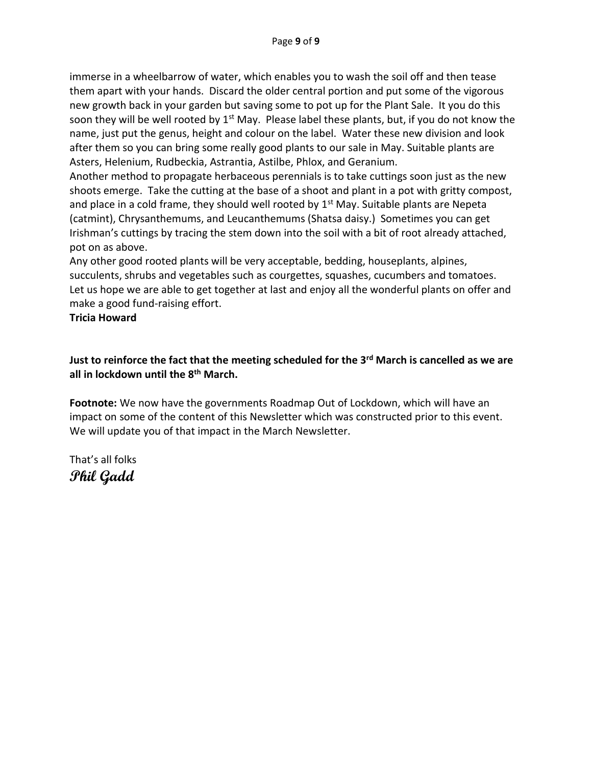immerse in a wheelbarrow of water, which enables you to wash the soil off and then tease them apart with your hands. Discard the older central portion and put some of the vigorous new growth back in your garden but saving some to pot up for the Plant Sale. It you do this soon they will be well rooted by 1st May. Please label these plants, but, if you do not know the name, just put the genus, height and colour on the label. Water these new division and look after them so you can bring some really good plants to our sale in May. Suitable plants are Asters, Helenium, Rudbeckia, Astrantia, Astilbe, Phlox, and Geranium.

Another method to propagate herbaceous perennials is to take cuttings soon just as the new shoots emerge. Take the cutting at the base of a shoot and plant in a pot with gritty compost, and place in a cold frame, they should well rooted by 1st May. Suitable plants are Nepeta (catmint), Chrysanthemums, and Leucanthemums (Shatsa daisy.) Sometimes you can get Irishman's cuttings by tracing the stem down into the soil with a bit of root already attached, pot on as above.

Any other good rooted plants will be very acceptable, bedding, houseplants, alpines, succulents, shrubs and vegetables such as courgettes, squashes, cucumbers and tomatoes. Let us hope we are able to get together at last and enjoy all the wonderful plants on offer and make a good fund-raising effort.

**Tricia Howard**

**Just to reinforce the fact that the meeting scheduled for the 3rd March is cancelled as we are all in lockdown until the 8th March.**

**Footnote:** We now have the governments Roadmap Out of Lockdown, which will have an impact on some of the content of this Newsletter which was constructed prior to this event. We will update you of that impact in the March Newsletter.

That's all folks

***Phil Gadd***